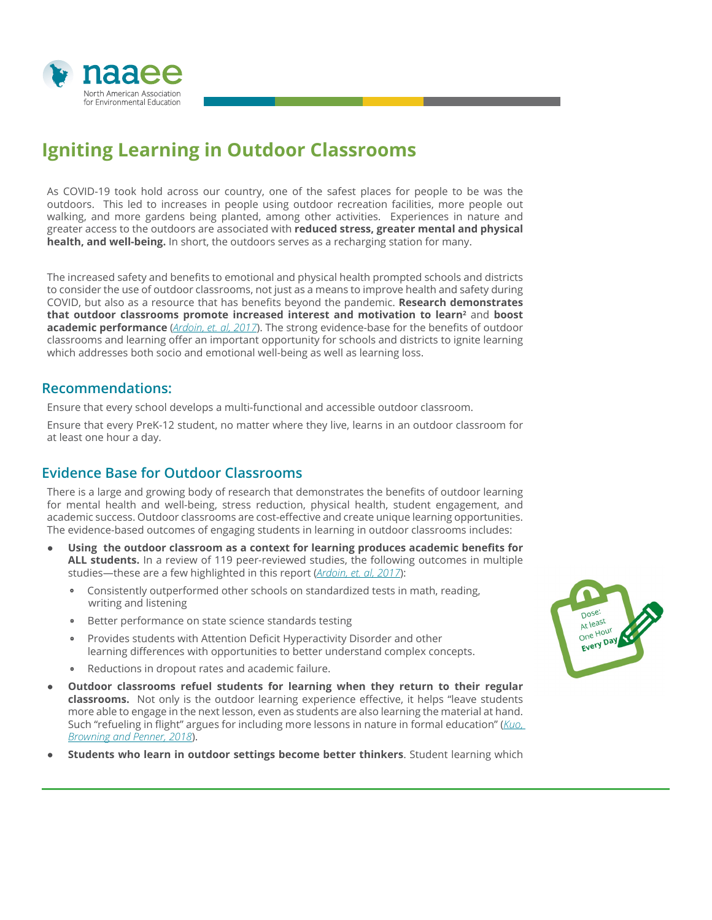# Igniting Learning in Outdoor Classrooms

As COVID-19 took hold across our country, one of the safest places for people to be was the outdoors. This led to increases in people using outdoor recreation facilities, more people out walking, and more gardens being planted, among other activities. Experiences in nature and greater access to the outdoors are associated with **reduced stress, greater mental and physical health, and well-being.** In short, the outdoors serves as a recharging station for many.

The increased safety and benefits to emotional and physical health prompted schools and districts to consider the use of outdoor classrooms, not just as a means to improve health and safety during COVID, but also as a resource that has benefits beyond the pandemic. **Research demonstrates that outdoor classrooms promote increased interest and motivation to learn[2]** and **boost academic performance** (*Ardoin, et. al, 2017*). The strong evidence-base for the benefits of outdoor classrooms and learning offer an important opportunity for schools and districts to ignite learning which addresses both socio and emotional well-being as well as learning loss.

## Recommendations:

Ensure that every school develops a multi-functional and accessible outdoor classroom.

Ensure that every PreK-12 student, no matter where they live, learns in an outdoor classroom for at least one hour a day.

## Evidence Base for Outdoor Classrooms

There is a large and growing body of research that demonstrates the benefits of outdoor learning for mental health and well-being, stress reduction, physical health, student engagement, and academic success. Outdoor classrooms are cost-effective and create unique learning opportunities. The evidence-based outcomes of engaging students in learning in outdoor classrooms includes:

- **Using the outdoor classroom as a context for learning produces academic benefits for ALL students.** In a review of 119 peer-reviewed studies, the following outcomes in multiple studies—these are a few highlighted in this report (*Ardoin, et. al, 2017*):
  - Consistently outperformed other schools on standardized tests in math, reading, writing and listening
  - Better performance on state science standards testing
  - Provides students with Attention Deficit Hyperactivity Disorder and other learning differences with opportunities to better understand complex concepts.
  - Reductions in dropout rates and academic failure.
- **Outdoor classrooms refuel students for learning when they return to their regular classrooms.** Not only is the outdoor learning experience effective, it helps "leave students more able to engage in the next lesson, even as students are also learning the material at hand. Such "refueling in flight" argues for including more lessons in nature in formal education" (*Kuo, Browning and Penner, 2018*).
- **Students who learn in outdoor settings become better thinkers**. Student learning which

Dose: At least One Hour **Every Day**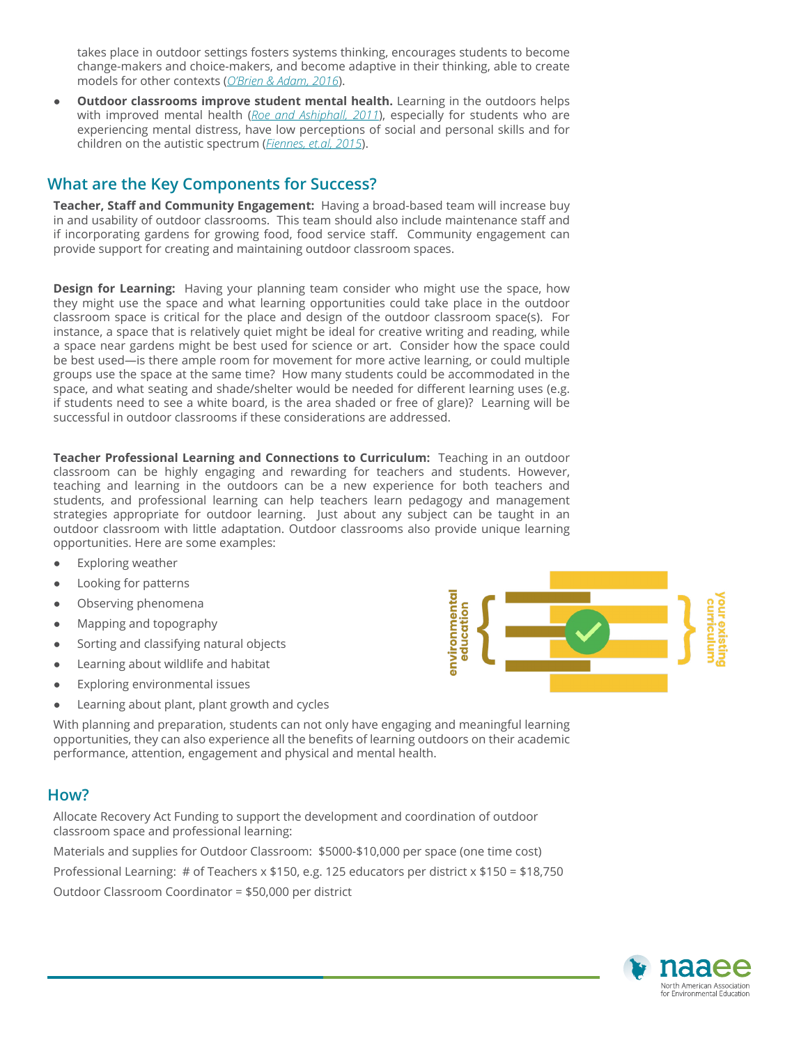takes place in outdoor settings fosters systems thinking, encourages students to become change-makers and choice-makers, and become adaptive in their thinking, able to create models for other contexts (*O'Brien & Adam, 2016*).

- **Outdoor classrooms improve student mental health.** Learning in the outdoors helps with improved mental health (*Roe and Ashiphall, 2011*), especially for students who are experiencing mental distress, have low perceptions of social and personal skills and for children on the autistic spectrum (*Fiennes, et.al, 2015*).

## What are the Key Components for Success?

**Teacher, Staff and Community Engagement:** Having a broad-based team will increase buy in and usability of outdoor classrooms. This team should also include maintenance staff and if incorporating gardens for growing food, food service staff. Community engagement can provide support for creating and maintaining outdoor classroom spaces.

**Design for Learning:** Having your planning team consider who might use the space, how they might use the space and what learning opportunities could take place in the outdoor classroom space is critical for the place and design of the outdoor classroom space(s). For instance, a space that is relatively quiet might be ideal for creative writing and reading, while a space near gardens might be best used for science or art. Consider how the space could be best used—is there ample room for movement for more active learning, or could multiple groups use the space at the same time? How many students could be accommodated in the space, and what seating and shade/shelter would be needed for different learning uses (e.g. if students need to see a white board, is the area shaded or free of glare)? Learning will be successful in outdoor classrooms if these considerations are addressed.

**Teacher Professional Learning and Connections to Curriculum:** Teaching in an outdoor classroom can be highly engaging and rewarding for teachers and students. However, teaching and learning in the outdoors can be a new experience for both teachers and students, and professional learning can help teachers learn pedagogy and management strategies appropriate for outdoor learning. Just about any subject can be taught in an outdoor classroom with little adaptation. Outdoor classrooms also provide unique learning opportunities. Here are some examples:

- Exploring weather
- Looking for patterns
- Observing phenomena
- Mapping and topography
- Sorting and classifying natural objects
- Learning about wildlife and habitat
- Exploring environmental issues
- Learning about plant, plant growth and cycles

environmental education

your existing curriculum

With planning and preparation, students can not only have engaging and meaningful learning opportunities, they can also experience all the benefits of learning outdoors on their academic performance, attention, engagement and physical and mental health.

## How?

Allocate Recovery Act Funding to support the development and coordination of outdoor classroom space and professional learning:

Materials and supplies for Outdoor Classroom: $5000-$10,000 per space (one time cost)

Professional Learning: # of Teachers x $150, e.g. 125 educators per district x $150 = $18,750

Outdoor Classroom Coordinator = $50,000 per district